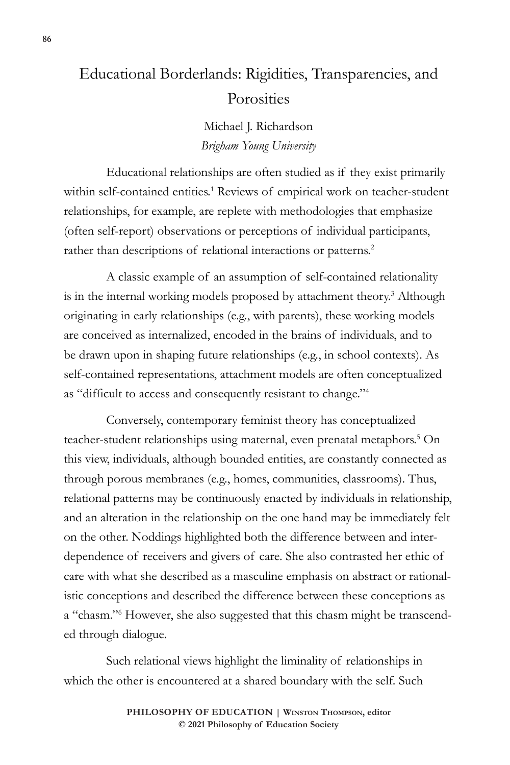# Educational Borderlands: Rigidities, Transparencies, and Porosities

Michael J. Richardson
*Brigham Young University*

Educational relationships are often studied as if they exist primarily within self-contained entities.[1] Reviews of empirical work on teacher-student relationships, for example, are replete with methodologies that emphasize (often self-report) observations or perceptions of individual participants, rather than descriptions of relational interactions or patterns.[2]

A classic example of an assumption of self-contained relationality is in the internal working models proposed by attachment theory.[3] Although originating in early relationships (e.g., with parents), these working models are conceived as internalized, encoded in the brains of individuals, and to be drawn upon in shaping future relationships (e.g., in school contexts). As self-contained representations, attachment models are often conceptualized as "difficult to access and consequently resistant to change."[4]

Conversely, contemporary feminist theory has conceptualized teacher-student relationships using maternal, even prenatal metaphors.[5] On this view, individuals, although bounded entities, are constantly connected as through porous membranes (e.g., homes, communities, classrooms). Thus, relational patterns may be continuously enacted by individuals in relationship, and an alteration in the relationship on the one hand may be immediately felt on the other. Noddings highlighted both the difference between and interdependence of receivers and givers of care. She also contrasted her ethic of care with what she described as a masculine emphasis on abstract or rationalistic conceptions and described the difference between these conceptions as a "chasm."[6] However, she also suggested that this chasm might be transcended through dialogue.

Such relational views highlight the liminality of relationships in which the other is encountered at a shared boundary with the self. Such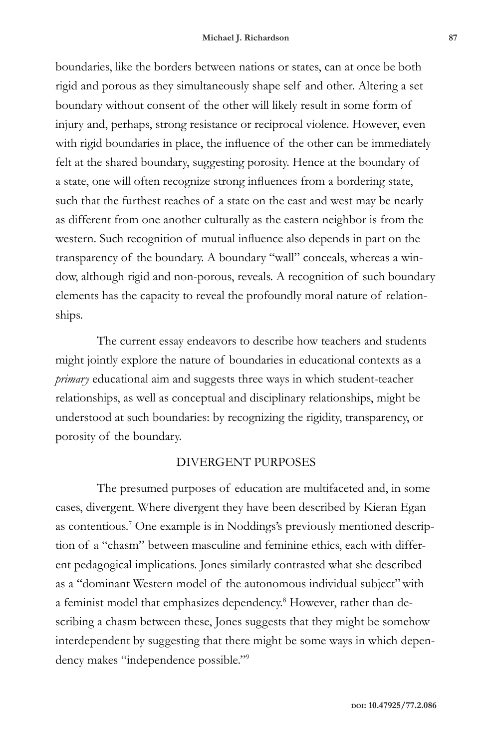boundaries, like the borders between nations or states, can at once be both rigid and porous as they simultaneously shape self and other. Altering a set boundary without consent of the other will likely result in some form of injury and, perhaps, strong resistance or reciprocal violence. However, even with rigid boundaries in place, the influence of the other can be immediately felt at the shared boundary, suggesting porosity. Hence at the boundary of a state, one will often recognize strong influences from a bordering state, such that the furthest reaches of a state on the east and west may be nearly as different from one another culturally as the eastern neighbor is from the western. Such recognition of mutual influence also depends in part on the transparency of the boundary. A boundary "wall" conceals, whereas a window, although rigid and non-porous, reveals. A recognition of such boundary elements has the capacity to reveal the profoundly moral nature of relationships.

The current essay endeavors to describe how teachers and students might jointly explore the nature of boundaries in educational contexts as a *primary* educational aim and suggests three ways in which student-teacher relationships, as well as conceptual and disciplinary relationships, might be understood at such boundaries: by recognizing the rigidity, transparency, or porosity of the boundary.

## DIVERGENT PURPOSES

The presumed purposes of education are multifaceted and, in some cases, divergent. Where divergent they have been described by Kieran Egan as contentious.[7] One example is in Noddings's previously mentioned description of a "chasm" between masculine and feminine ethics, each with different pedagogical implications. Jones similarly contrasted what she described as a "dominant Western model of the autonomous individual subject" with a feminist model that emphasizes dependency.[8] However, rather than describing a chasm between these, Jones suggests that they might be somehow interdependent by suggesting that there might be some ways in which dependency makes "independence possible."[9]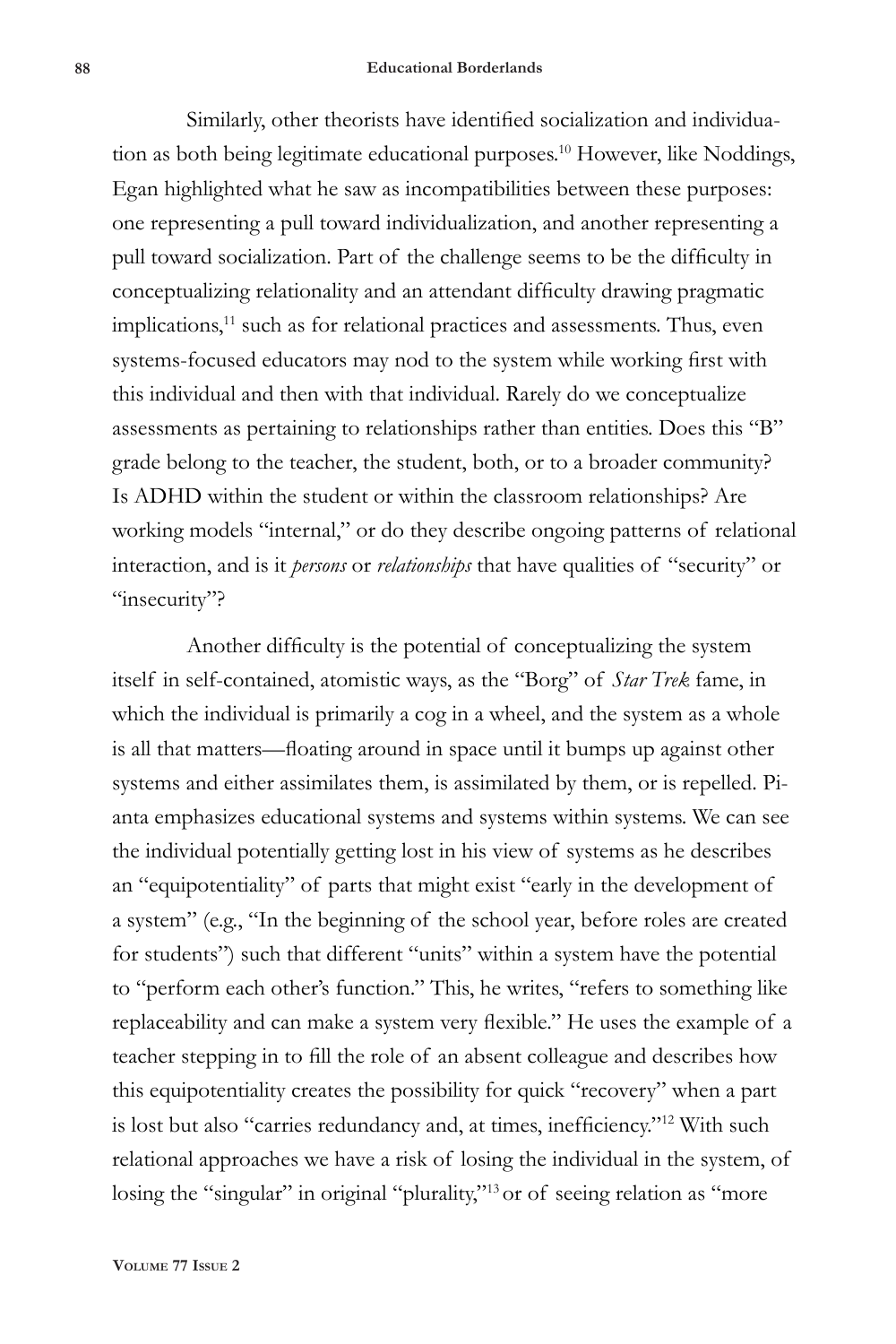Similarly, other theorists have identified socialization and individuation as both being legitimate educational purposes.[10] However, like Noddings, Egan highlighted what he saw as incompatibilities between these purposes: one representing a pull toward individualization, and another representing a pull toward socialization. Part of the challenge seems to be the difficulty in conceptualizing relationality and an attendant difficulty drawing pragmatic implications,[11] such as for relational practices and assessments. Thus, even systems-focused educators may nod to the system while working first with this individual and then with that individual. Rarely do we conceptualize assessments as pertaining to relationships rather than entities. Does this "B" grade belong to the teacher, the student, both, or to a broader community? Is ADHD within the student or within the classroom relationships? Are working models "internal," or do they describe ongoing patterns of relational interaction, and is it *persons* or *relationships* that have qualities of "security" or "insecurity"?

Another difficulty is the potential of conceptualizing the system itself in self-contained, atomistic ways, as the "Borg" of *Star Trek* fame, in which the individual is primarily a cog in a wheel, and the system as a whole is all that matters—floating around in space until it bumps up against other systems and either assimilates them, is assimilated by them, or is repelled. Pianta emphasizes educational systems and systems within systems. We can see the individual potentially getting lost in his view of systems as he describes an "equipotentiality" of parts that might exist "early in the development of a system" (e.g., "In the beginning of the school year, before roles are created for students") such that different "units" within a system have the potential to "perform each other's function." This, he writes, "refers to something like replaceability and can make a system very flexible." He uses the example of a teacher stepping in to fill the role of an absent colleague and describes how this equipotentiality creates the possibility for quick "recovery" when a part is lost but also "carries redundancy and, at times, inefficiency."[12] With such relational approaches we have a risk of losing the individual in the system, of losing the "singular" in original "plurality,"[13] or of seeing relation as "more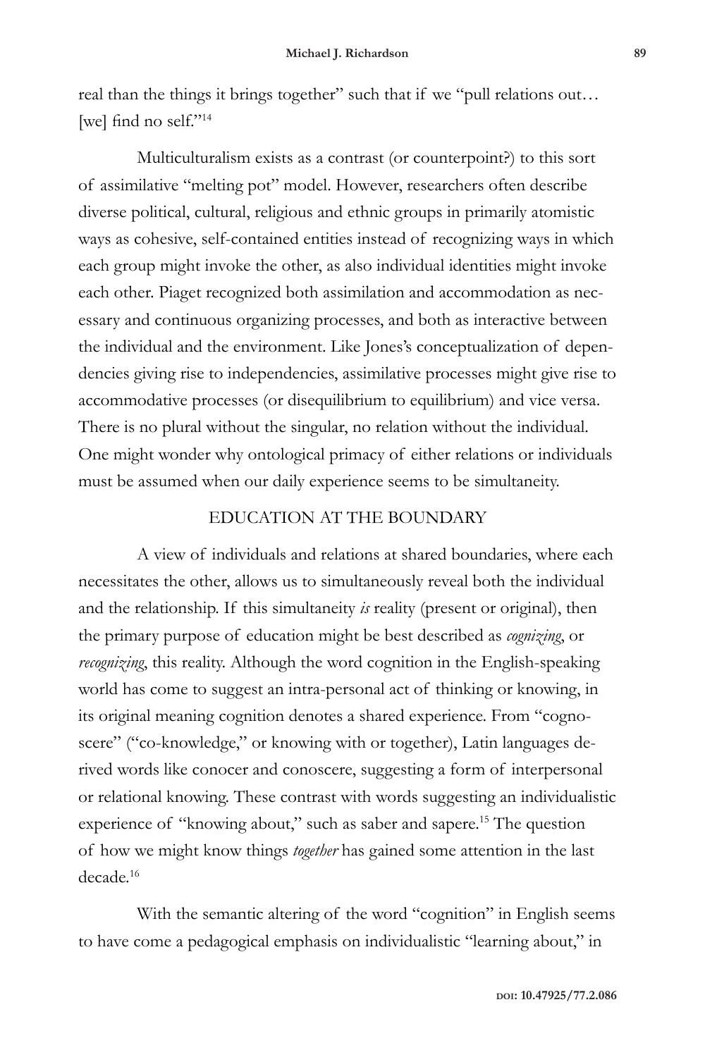real than the things it brings together" such that if we "pull relations out… [we] find no self."[14]

Multiculturalism exists as a contrast (or counterpoint?) to this sort of assimilative "melting pot" model. However, researchers often describe diverse political, cultural, religious and ethnic groups in primarily atomistic ways as cohesive, self-contained entities instead of recognizing ways in which each group might invoke the other, as also individual identities might invoke each other. Piaget recognized both assimilation and accommodation as necessary and continuous organizing processes, and both as interactive between the individual and the environment. Like Jones's conceptualization of dependencies giving rise to independencies, assimilative processes might give rise to accommodative processes (or disequilibrium to equilibrium) and vice versa. There is no plural without the singular, no relation without the individual. One might wonder why ontological primacy of either relations or individuals must be assumed when our daily experience seems to be simultaneity.

## EDUCATION AT THE BOUNDARY

A view of individuals and relations at shared boundaries, where each necessitates the other, allows us to simultaneously reveal both the individual and the relationship. If this simultaneity *is* reality (present or original), then the primary purpose of education might be best described as *cognizing*, or *recognizing*, this reality. Although the word cognition in the English-speaking world has come to suggest an intra-personal act of thinking or knowing, in its original meaning cognition denotes a shared experience. From "cognoscere" ("co-knowledge," or knowing with or together), Latin languages derived words like conocer and conoscere, suggesting a form of interpersonal or relational knowing. These contrast with words suggesting an individualistic experience of "knowing about," such as saber and sapere.[15] The question of how we might know things *together* has gained some attention in the last decade.[16]

With the semantic altering of the word "cognition" in English seems to have come a pedagogical emphasis on individualistic "learning about," in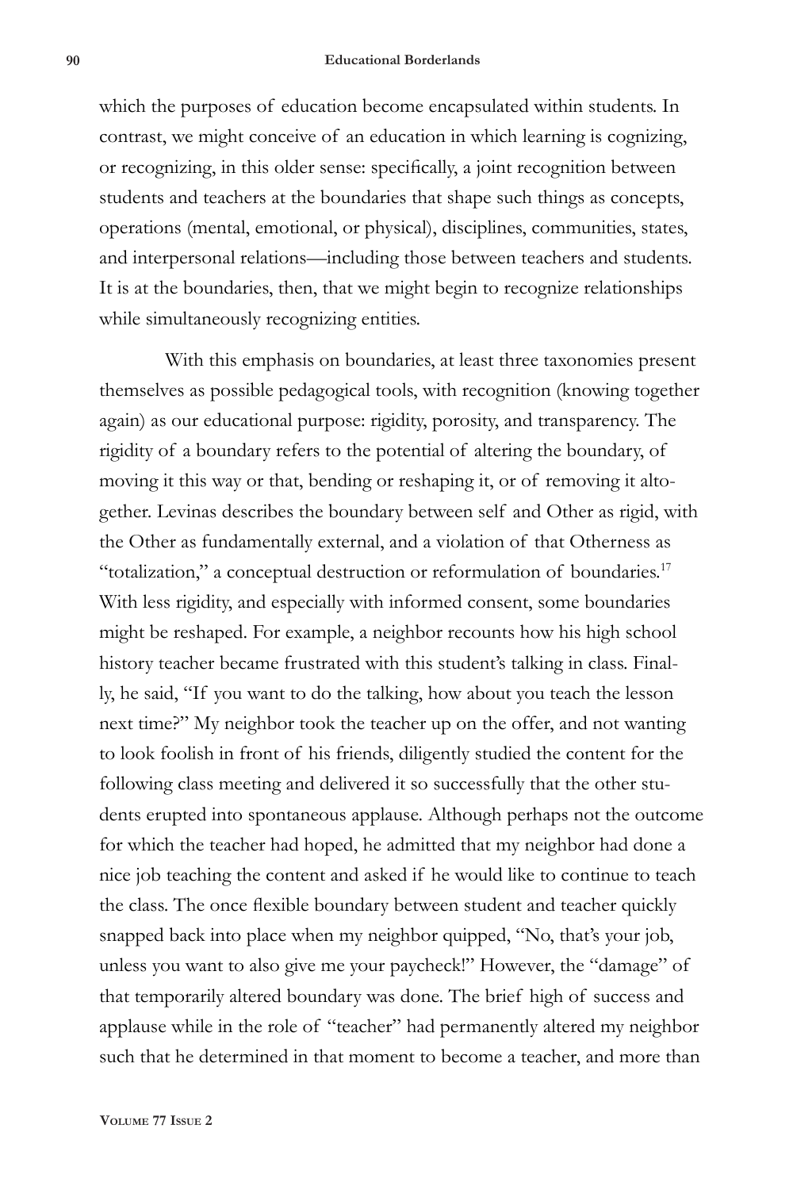which the purposes of education become encapsulated within students. In contrast, we might conceive of an education in which learning is cognizing, or recognizing, in this older sense: specifically, a joint recognition between students and teachers at the boundaries that shape such things as concepts, operations (mental, emotional, or physical), disciplines, communities, states, and interpersonal relations—including those between teachers and students. It is at the boundaries, then, that we might begin to recognize relationships while simultaneously recognizing entities.

With this emphasis on boundaries, at least three taxonomies present themselves as possible pedagogical tools, with recognition (knowing together again) as our educational purpose: rigidity, porosity, and transparency. The rigidity of a boundary refers to the potential of altering the boundary, of moving it this way or that, bending or reshaping it, or of removing it altogether. Levinas describes the boundary between self and Other as rigid, with the Other as fundamentally external, and a violation of that Otherness as "totalization," a conceptual destruction or reformulation of boundaries.[17] With less rigidity, and especially with informed consent, some boundaries might be reshaped. For example, a neighbor recounts how his high school history teacher became frustrated with this student's talking in class. Finally, he said, "If you want to do the talking, how about you teach the lesson next time?" My neighbor took the teacher up on the offer, and not wanting to look foolish in front of his friends, diligently studied the content for the following class meeting and delivered it so successfully that the other students erupted into spontaneous applause. Although perhaps not the outcome for which the teacher had hoped, he admitted that my neighbor had done a nice job teaching the content and asked if he would like to continue to teach the class. The once flexible boundary between student and teacher quickly snapped back into place when my neighbor quipped, "No, that's your job, unless you want to also give me your paycheck!" However, the "damage" of that temporarily altered boundary was done. The brief high of success and applause while in the role of "teacher" had permanently altered my neighbor such that he determined in that moment to become a teacher, and more than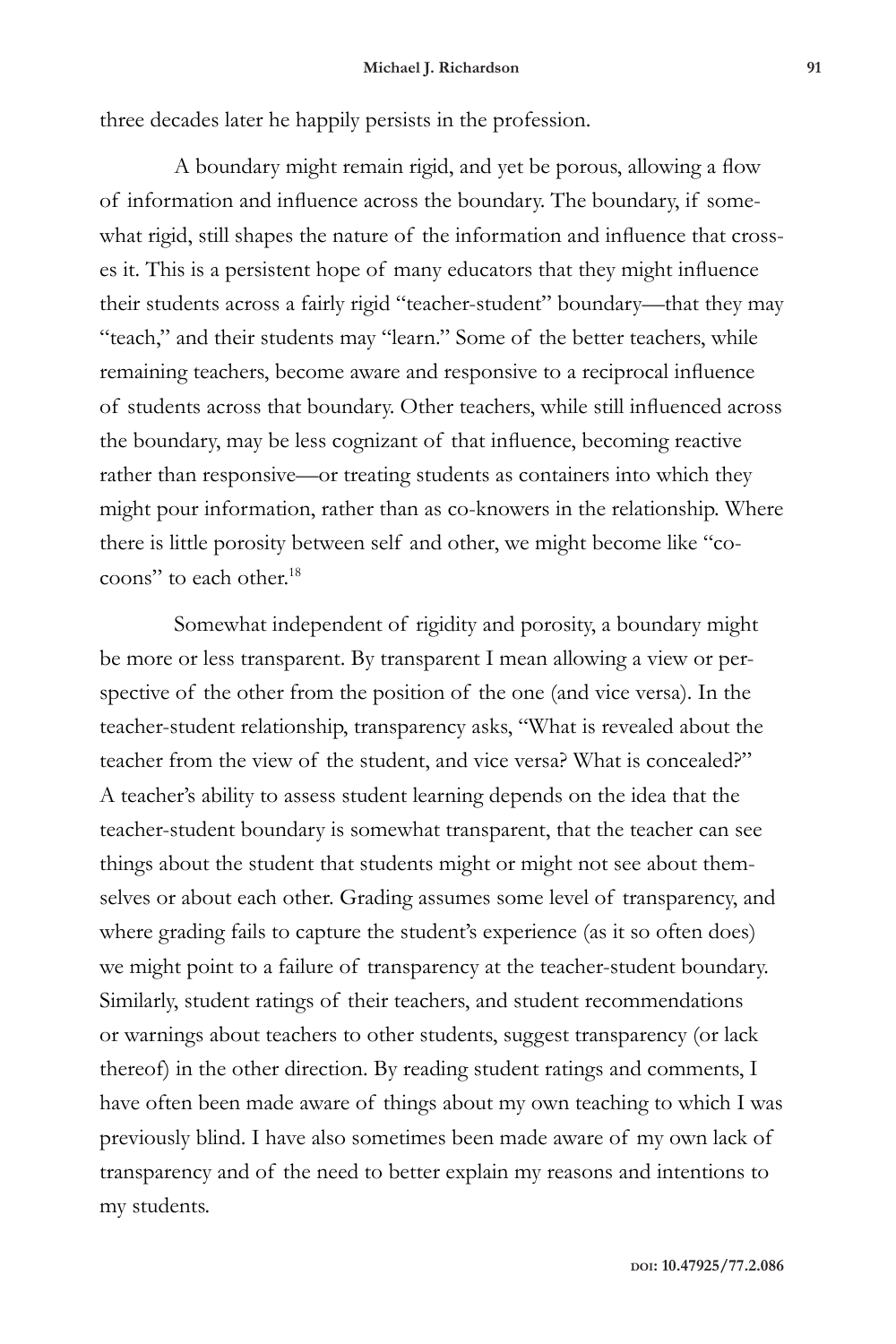three decades later he happily persists in the profession.

A boundary might remain rigid, and yet be porous, allowing a flow of information and influence across the boundary. The boundary, if somewhat rigid, still shapes the nature of the information and influence that crosses it. This is a persistent hope of many educators that they might influence their students across a fairly rigid "teacher-student" boundary—that they may "teach," and their students may "learn." Some of the better teachers, while remaining teachers, become aware and responsive to a reciprocal influence of students across that boundary. Other teachers, while still influenced across the boundary, may be less cognizant of that influence, becoming reactive rather than responsive—or treating students as containers into which they might pour information, rather than as co-knowers in the relationship. Where there is little porosity between self and other, we might become like "cocoons" to each other.[18]

Somewhat independent of rigidity and porosity, a boundary might be more or less transparent. By transparent I mean allowing a view or perspective of the other from the position of the one (and vice versa). In the teacher-student relationship, transparency asks, "What is revealed about the teacher from the view of the student, and vice versa? What is concealed?" A teacher's ability to assess student learning depends on the idea that the teacher-student boundary is somewhat transparent, that the teacher can see things about the student that students might or might not see about themselves or about each other. Grading assumes some level of transparency, and where grading fails to capture the student's experience (as it so often does) we might point to a failure of transparency at the teacher-student boundary. Similarly, student ratings of their teachers, and student recommendations or warnings about teachers to other students, suggest transparency (or lack thereof) in the other direction. By reading student ratings and comments, I have often been made aware of things about my own teaching to which I was previously blind. I have also sometimes been made aware of my own lack of transparency and of the need to better explain my reasons and intentions to my students.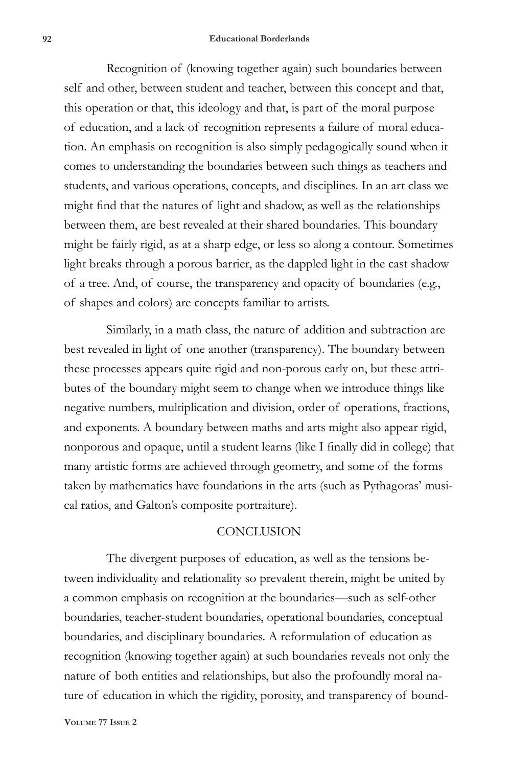Recognition of (knowing together again) such boundaries between self and other, between student and teacher, between this concept and that, this operation or that, this ideology and that, is part of the moral purpose of education, and a lack of recognition represents a failure of moral education. An emphasis on recognition is also simply pedagogically sound when it comes to understanding the boundaries between such things as teachers and students, and various operations, concepts, and disciplines. In an art class we might find that the natures of light and shadow, as well as the relationships between them, are best revealed at their shared boundaries. This boundary might be fairly rigid, as at a sharp edge, or less so along a contour. Sometimes light breaks through a porous barrier, as the dappled light in the cast shadow of a tree. And, of course, the transparency and opacity of boundaries (e.g., of shapes and colors) are concepts familiar to artists.

Similarly, in a math class, the nature of addition and subtraction are best revealed in light of one another (transparency). The boundary between these processes appears quite rigid and non-porous early on, but these attributes of the boundary might seem to change when we introduce things like negative numbers, multiplication and division, order of operations, fractions, and exponents. A boundary between maths and arts might also appear rigid, nonporous and opaque, until a student learns (like I finally did in college) that many artistic forms are achieved through geometry, and some of the forms taken by mathematics have foundations in the arts (such as Pythagoras' musical ratios, and Galton's composite portraiture).

## CONCLUSION

The divergent purposes of education, as well as the tensions between individuality and relationality so prevalent therein, might be united by a common emphasis on recognition at the boundaries—such as self-other boundaries, teacher-student boundaries, operational boundaries, conceptual boundaries, and disciplinary boundaries. A reformulation of education as recognition (knowing together again) at such boundaries reveals not only the nature of both entities and relationships, but also the profoundly moral nature of education in which the rigidity, porosity, and transparency of bound-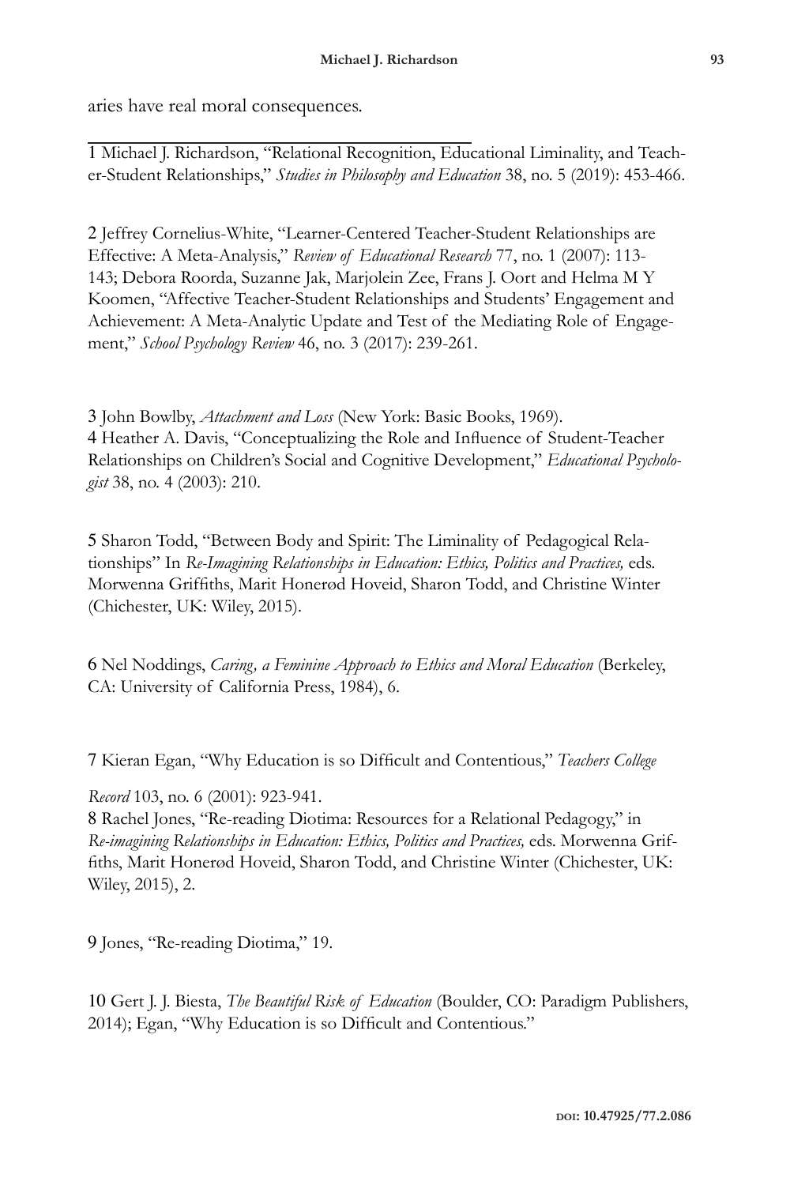aries have real moral consequences.

---

1 Michael J. Richardson, "Relational Recognition, Educational Liminality, and Teacher-Student Relationships," *Studies in Philosophy and Education* 38, no. 5 (2019): 453-466.

2 Jeffrey Cornelius-White, "Learner-Centered Teacher-Student Relationships are Effective: A Meta-Analysis," *Review of Educational Research* 77, no. 1 (2007): 113-143; Debora Roorda, Suzanne Jak, Marjolein Zee, Frans J. Oort and Helma M Y Koomen, "Affective Teacher-Student Relationships and Students' Engagement and Achievement: A Meta-Analytic Update and Test of the Mediating Role of Engagement," *School Psychology Review* 46, no. 3 (2017): 239-261.

3 John Bowlby, *Attachment and Loss* (New York: Basic Books, 1969).

4 Heather A. Davis, "Conceptualizing the Role and Influence of Student-Teacher Relationships on Children's Social and Cognitive Development," *Educational Psychologist* 38, no. 4 (2003): 210.

5 Sharon Todd, "Between Body and Spirit: The Liminality of Pedagogical Relationships" In *Re-Imagining Relationships in Education: Ethics, Politics and Practices,* eds. Morwenna Griffiths, Marit Honerød Hoveid, Sharon Todd, and Christine Winter (Chichester, UK: Wiley, 2015).

6 Nel Noddings, *Caring, a Feminine Approach to Ethics and Moral Education* (Berkeley, CA: University of California Press, 1984), 6.

7 Kieran Egan, "Why Education is so Difficult and Contentious," *Teachers College Record* 103, no. 6 (2001): 923-941.

8 Rachel Jones, "Re-reading Diotima: Resources for a Relational Pedagogy," in *Re-imagining Relationships in Education: Ethics, Politics and Practices,* eds. Morwenna Griffiths, Marit Honerød Hoveid, Sharon Todd, and Christine Winter (Chichester, UK: Wiley, 2015), 2.

9 Jones, "Re-reading Diotima," 19.

10 Gert J. J. Biesta, *The Beautiful Risk of Education* (Boulder, CO: Paradigm Publishers, 2014); Egan, "Why Education is so Difficult and Contentious."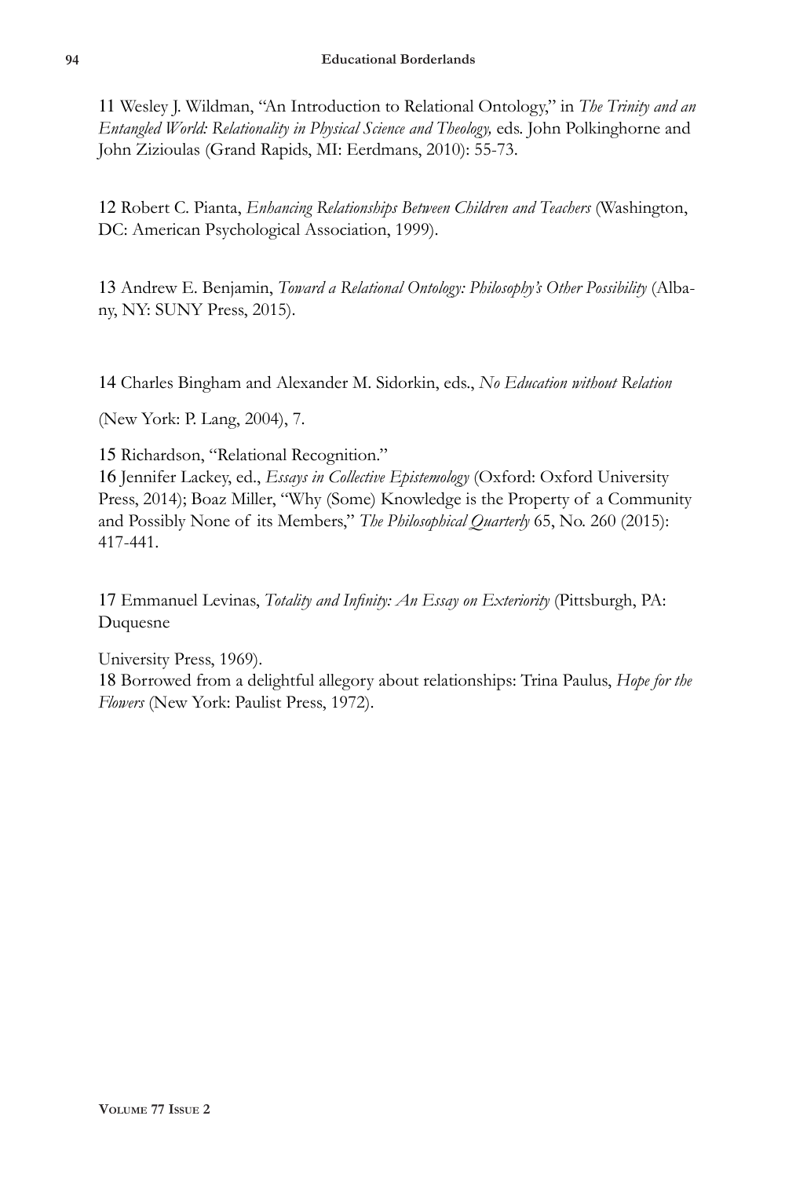11 Wesley J. Wildman, "An Introduction to Relational Ontology," in *The Trinity and an Entangled World: Relationality in Physical Science and Theology,* eds. John Polkinghorne and John Zizioulas (Grand Rapids, MI: Eerdmans, 2010): 55-73.

12 Robert C. Pianta, *Enhancing Relationships Between Children and Teachers* (Washington, DC: American Psychological Association, 1999).

13 Andrew E. Benjamin, *Toward a Relational Ontology: Philosophy's Other Possibility* (Albany, NY: SUNY Press, 2015).

14 Charles Bingham and Alexander M. Sidorkin, eds., *No Education without Relation* (New York: P. Lang, 2004), 7.

15 Richardson, "Relational Recognition."

16 Jennifer Lackey, ed., *Essays in Collective Epistemology* (Oxford: Oxford University Press, 2014); Boaz Miller, "Why (Some) Knowledge is the Property of a Community and Possibly None of its Members," *The Philosophical Quarterly* 65, No. 260 (2015): 417-441.

17 Emmanuel Levinas, *Totality and Infinity: An Essay on Exteriority* (Pittsburgh, PA: Duquesne University Press, 1969).

18 Borrowed from a delightful allegory about relationships: Trina Paulus, *Hope for the Flowers* (New York: Paulist Press, 1972).